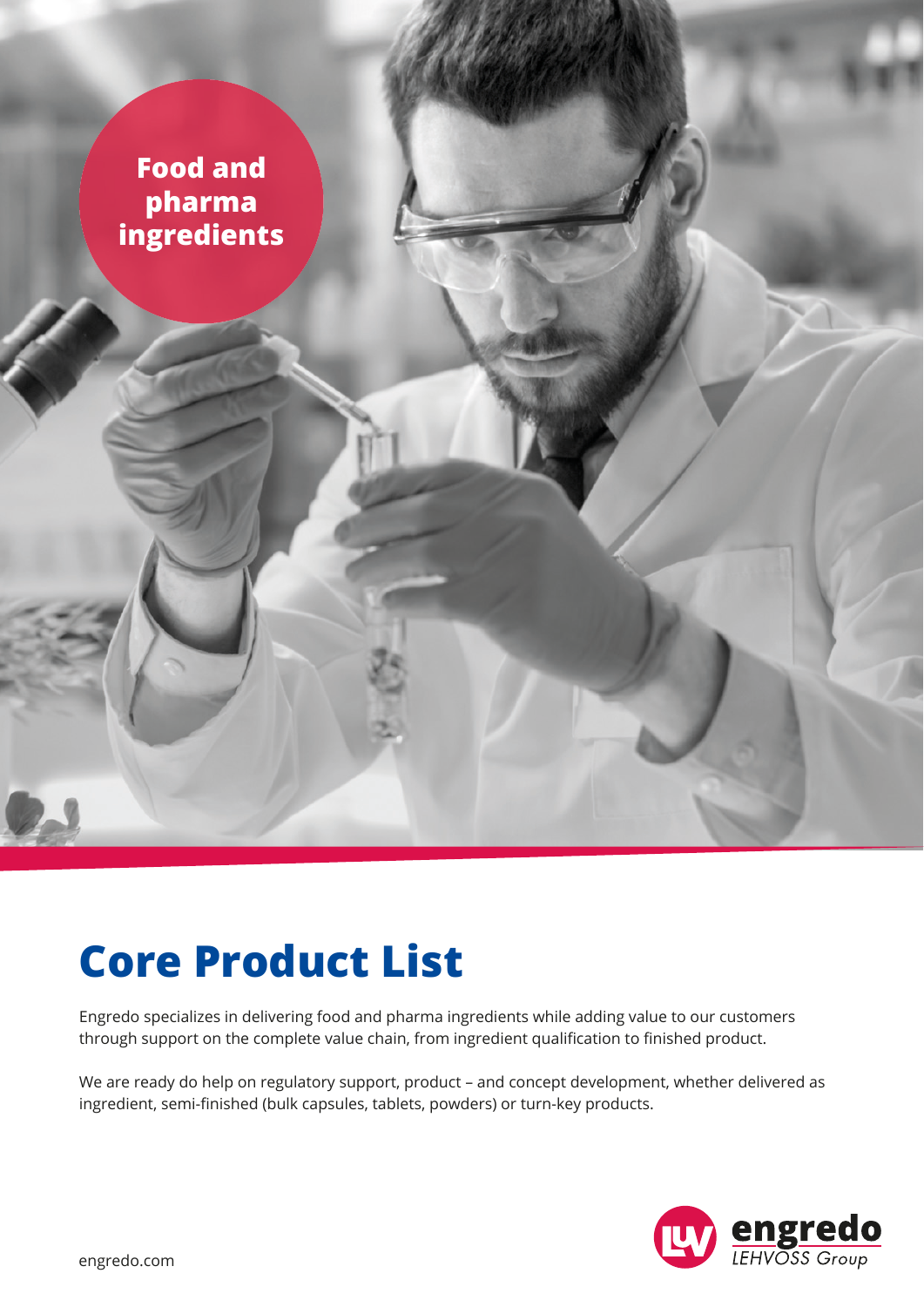**Food and pharma ingredients**

# Core Product List

Engredo specializes in delivering food and pharma ingredients while adding value to our customers through support on the complete value chain, from ingredient qualification to finished product.

We are ready do help on regulatory support, product – and concept development, whether delivered as ingredient, semi-finished (bulk capsules, tablets, powders) or turn-key products.

engredo
LEHVOSS Group

engredo.com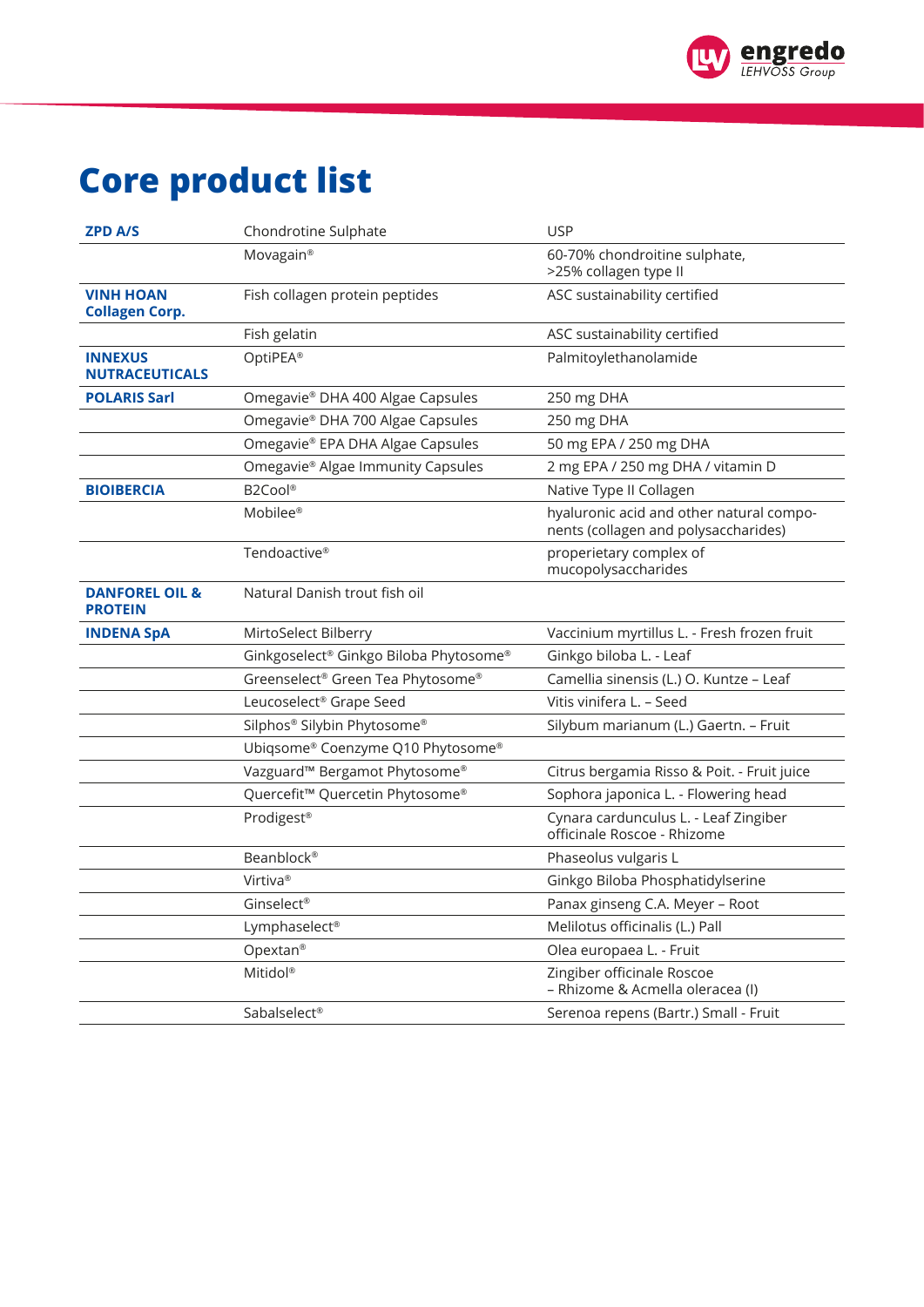# Core product list

| | | |
|---|---|---|
| **ZPD A/S** | Chondrotine Sulphate | USP |
| | Movagain® | 60-70% chondroitine sulphate, >25% collagen type II |
| **VINH HOAN Collagen Corp.** | Fish collagen protein peptides | ASC sustainability certified |
| | Fish gelatin | ASC sustainability certified |
| **INNEXUS NUTRACEUTICALS** | OptiPEA® | Palmitoylethanolamide |
| **POLARIS Sarl** | Omegavie® DHA 400 Algae Capsules | 250 mg DHA |
| | Omegavie® DHA 700 Algae Capsules | 250 mg DHA |
| | Omegavie® EPA DHA Algae Capsules | 50 mg EPA / 250 mg DHA |
| | Omegavie® Algae Immunity Capsules | 2 mg EPA / 250 mg DHA / vitamin D |
| **BIOIBERCIA** | B2Cool® | Native Type II Collagen |
| | Mobilee® | hyaluronic acid and other natural components (collagen and polysaccharides) |
| | Tendoactive® | properietary complex of mucopolysaccharides |
| **DANFOREL OIL & PROTEIN** | Natural Danish trout fish oil | |
| **INDENA SpA** | MirtoSelect Bilberry | Vaccinium myrtillus L. - Fresh frozen fruit |
| | Ginkgoselect® Ginkgo Biloba Phytosome® | Ginkgo biloba L. - Leaf |
| | Greenselect® Green Tea Phytosome® | Camellia sinensis (L.) O. Kuntze – Leaf |
| | Leucoselect® Grape Seed | Vitis vinifera L. – Seed |
| | Silphos® Silybin Phytosome® | Silybum marianum (L.) Gaertn. – Fruit |
| | Ubiqsome® Coenzyme Q10 Phytosome® | |
| | Vazguard™ Bergamot Phytosome® | Citrus bergamia Risso & Poit. - Fruit juice |
| | Quercefit™ Quercetin Phytosome® | Sophora japonica L. - Flowering head |
| | Prodigest® | Cynara cardunculus L. - Leaf Zingiber officinale Roscoe - Rhizome |
| | Beanblock® | Phaseolus vulgaris L |
| | Virtiva® | Ginkgo Biloba Phosphatidylserine |
| | Ginselect® | Panax ginseng C.A. Meyer – Root |
| | Lymphaselect® | Melilotus officinalis (L.) Pall |
| | Opextan® | Olea europaea L. - Fruit |
| | Mitidol® | Zingiber officinale Roscoe – Rhizome & Acmella oleracea (l) |
| | Sabalselect® | Serenoa repens (Bartr.) Small - Fruit |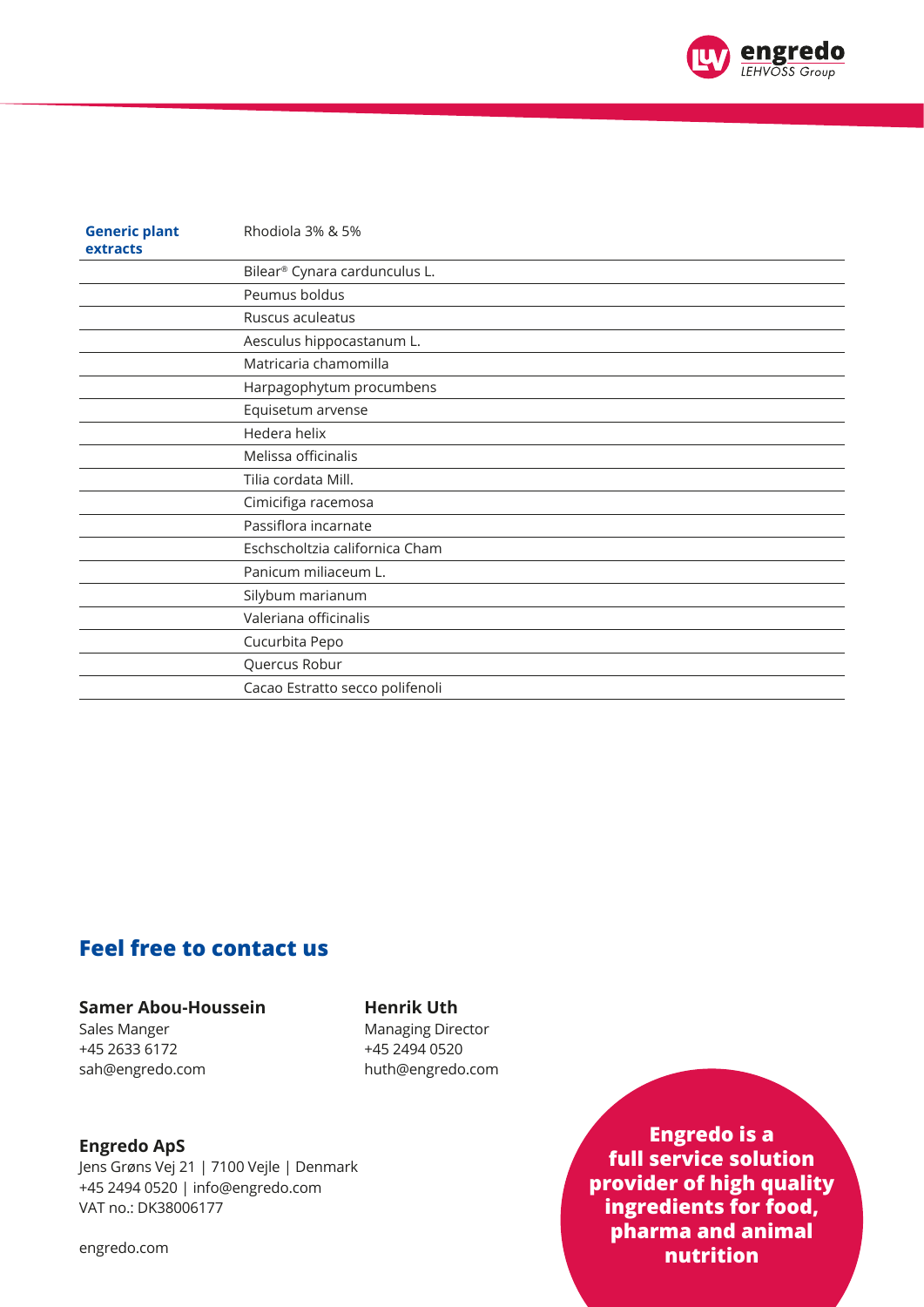| | |
|---|---|
| **Generic plant extracts** | Rhodiola 3% & 5% |
| | Bilear® Cynara cardunculus L. |
| | Peumus boldus |
| | Ruscus aculeatus |
| | Aesculus hippocastanum L. |
| | Matricaria chamomilla |
| | Harpagophytum procumbens |
| | Equisetum arvense |
| | Hedera helix |
| | Melissa officinalis |
| | Tilia cordata Mill. |
| | Cimicifiga racemosa |
| | Passiflora incarnate |
| | Eschscholtzia californica Cham |
| | Panicum miliaceum L. |
| | Silybum marianum |
| | Valeriana officinalis |
| | Cucurbita Pepo |
| | Quercus Robur |
| | Cacao Estratto secco polifenoli |

## Feel free to contact us

**Samer Abou-Houssein**
Sales Manger
+45 2633 6172
sah@engredo.com

**Henrik Uth**
Managing Director
+45 2494 0520
huth@engredo.com

**Engredo ApS**
Jens Grøns Vej 21 | 7100 Vejle | Denmark
+45 2494 0520 | info@engredo.com
VAT no.: DK38006177

engredo.com

**Engredo is a full service solution provider of high quality ingredients for food, pharma and animal nutrition**